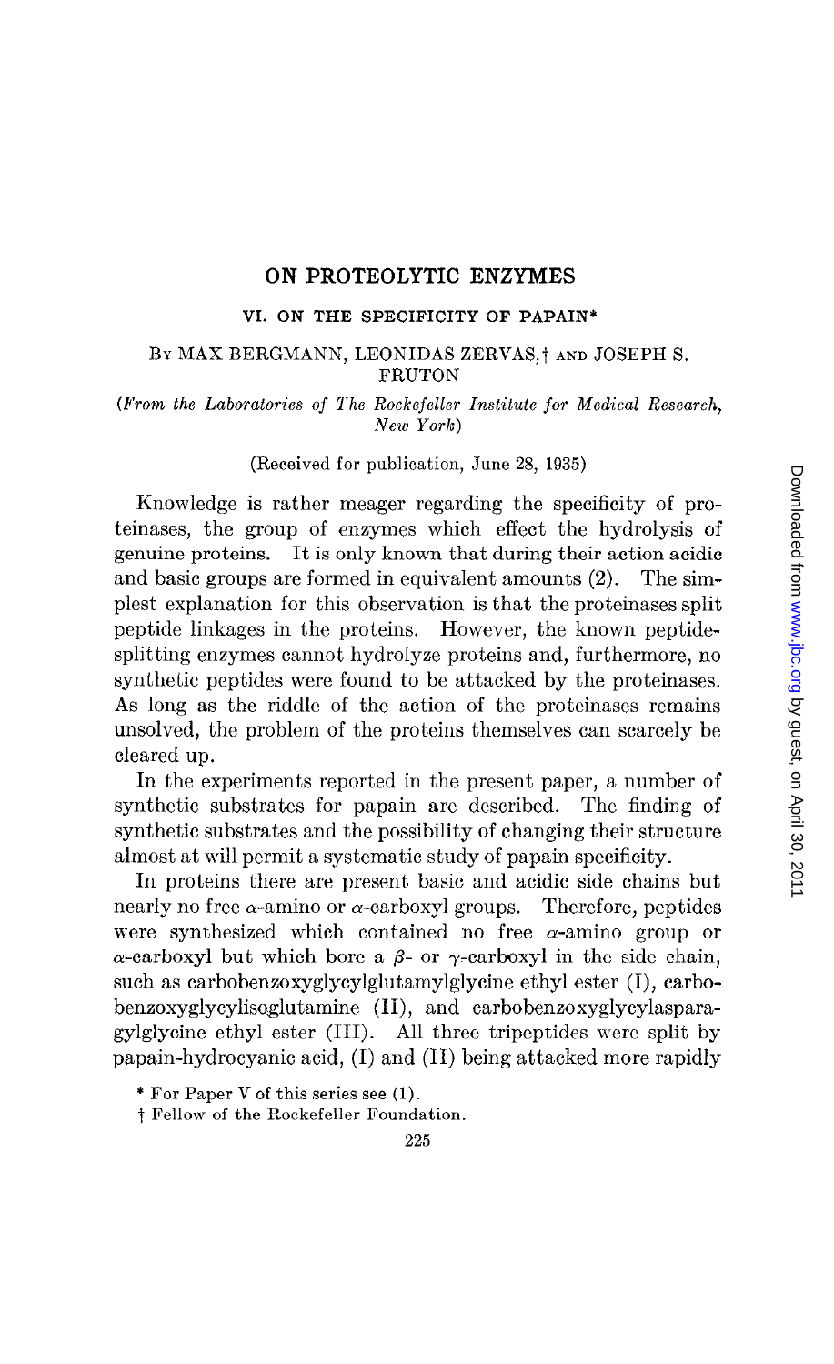# ON PROTEOLYTIC ENZYMES

## VI. ON THE SPECIFICITY OF PAPAIN*

By MAX BERGMANN, LEONIDAS ZERVAS,† AND JOSEPH S. FRUTON

*(From the Laboratories of The Rockefeller Institute for Medical Research, New York)*

(Received for publication, June 28, 1935)

Knowledge is rather meager regarding the specificity of proteinases, the group of enzymes which effect the hydrolysis of genuine proteins. It is only known that during their action acidic and basic groups are formed in equivalent amounts (2). The simplest explanation for this observation is that the proteinases split peptide linkages in the proteins. However, the known peptide-splitting enzymes cannot hydrolyze proteins and, furthermore, no synthetic peptides were found to be attacked by the proteinases. As long as the riddle of the action of the proteinases remains unsolved, the problem of the proteins themselves can scarcely be cleared up.

In the experiments reported in the present paper, a number of synthetic substrates for papain are described. The finding of synthetic substrates and the possibility of changing their structure almost at will permit a systematic study of papain specificity.

In proteins there are present basic and acidic side chains but nearly no free $\alpha$-amino or $\alpha$-carboxyl groups. Therefore, peptides were synthesized which contained no free $\alpha$-amino group or $\alpha$-carboxyl but which bore a $\beta$- or $\gamma$-carboxyl in the side chain, such as carbobenzoxyglycylglutamylglycine ethyl ester (I), carbobenzoxyglycylisoglutamine (II), and carbobenzoxyglycylasparagylglycine ethyl ester (III). All three tripeptides were split by papain-hydrocyanic acid, (I) and (II) being attacked more rapidly

\* For Paper V of this series see (1).

† Fellow of the Rockefeller Foundation.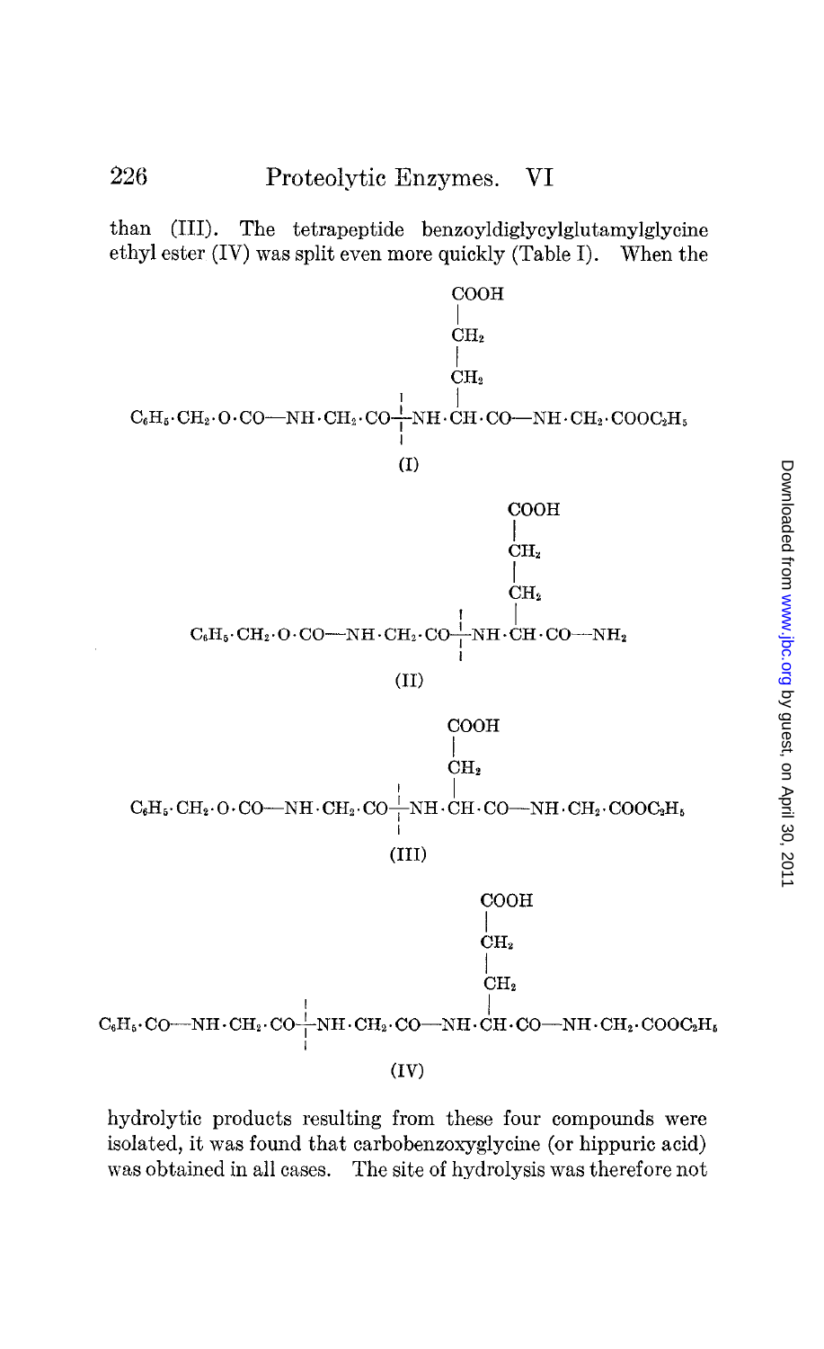than (III). The tetrapeptide benzoyldiglycylglutamylglycine ethyl ester (IV) was split even more quickly (Table I). When the

```
                                 COOH
                                 |
                                 CH2
                                 |
                                 CH2
                          ¦      |
C6H5·CH2·O·CO—NH·CH2·CO—¦—NH·CH·CO—NH·CH2·COOC2H5
                          ¦
                         (I)
```

```
                                 COOH
                                 |
                                 CH2
                                 |
                                 CH2
                          ¦      |
C6H5·CH2·O·CO—NH·CH2·CO—¦—NH·CH·CO—NH2
                          ¦
                        (II)
```

```
                                 COOH
                                 |
                          ¦      CH2
                          ¦      |
C6H5·CH2·O·CO—NH·CH2·CO—¦—NH·CH·CO—NH·CH2·COOC2H5
                          ¦
                        (III)
```

```
                                           COOH
                                           |
                                           CH2
                                           |
                                           CH2
                  ¦                        |
C6H5·CO—NH·CH2·CO—¦—NH·CH2·CO—NH·CH·CO—NH·CH2·COOC2H5
                  ¦
                                 (IV)
```

hydrolytic products resulting from these four compounds were isolated, it was found that carbobenzoxyglycine (or hippuric acid) was obtained in all cases. The site of hydrolysis was therefore not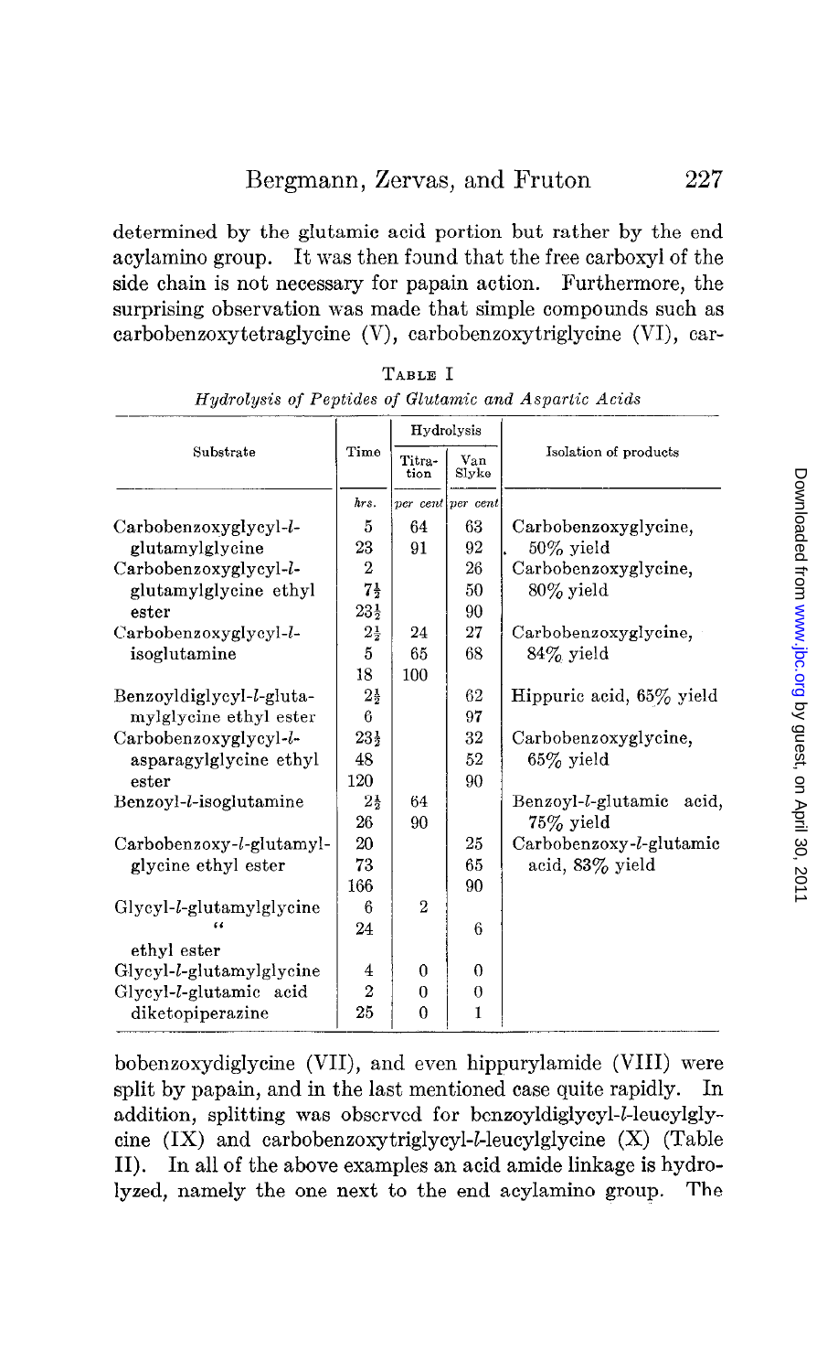determined by the glutamic acid portion but rather by the end acylamino group. It was then found that the free carboxyl of the side chain is not necessary for papain action. Furthermore, the surprising observation was made that simple compounds such as carbobenzoxytetraglycine (V), carbobenzoxytriglycine (VI), carbobenzoxydiglycine (VII), and even hippurylamide (VIII) were split by papain, and in the last mentioned case quite rapidly. In addition, splitting was observed for benzoyldiglycyl-*l*-leucylglycine (IX) and carbobenzoxytriglycyl-*l*-leucylglycine (X) (Table II). In all of the above examples an acid amide linkage is hydrolyzed, namely the one next to the end acylamino group. The

TABLE I

*Hydrolysis of Peptides of Glutamic and Aspartic Acids*

| Substrate | Time | Hydrolysis | | Isolation of products |
|---|---|---|---|---|
| | | Titration | Van Slyke | |
| | *hrs.* | *per cent* | *per cent* | |
| Carbobenzoxyglycyl-*l*-glutamylglycine | 5 | 64 | 63 | Carbobenzoxyglycine, 50% yield |
| | 23 | 91 | 92 | |
| Carbobenzoxyglycyl-*l*-glutamylglycine ethyl ester | 2 | | 26 | Carbobenzoxyglycine, 80% yield |
| | 7½ | | 50 | |
| | 23½ | | 90 | |
| Carbobenzoxyglycyl-*l*-isoglutamine | 2½ | 24 | 27 | Carbobenzoxyglycine, 84% yield |
| | 5 | 65 | 68 | |
| | 18 | 100 | | |
| Benzoyldiglycyl-*l*-glutamylglycine ethyl ester | 2½ | | 62 | Hippuric acid, 65% yield |
| | 6 | | 97 | |
| Carbobenzoxyglycyl-*l*-asparagylglycine ethyl ester | 23½ | | 32 | Carbobenzoxyglycine, 65% yield |
| | 48 | | 52 | |
| | 120 | | 90 | |
| Benzoyl-*l*-isoglutamine | 2½ | 64 | | Benzoyl-*l*-glutamic acid, 75% yield |
| | 26 | 90 | | |
| Carbobenzoxy-*l*-glutamylglycine ethyl ester | 20 | | 25 | Carbobenzoxy-*l*-glutamic acid, 83% yield |
| | 73 | | 65 | |
| | 166 | | 90 | |
| Glycyl-*l*-glutamylglycine | 6 | 2 | | |
| " ethyl ester | 24 | | 6 | |
| Glycyl-*l*-glutamylglycine | 4 | 0 | 0 | |
| Glycyl-*l*-glutamic acid diketopiperazine | 2 | 0 | 0 | |
| | 25 | 0 | 1 | |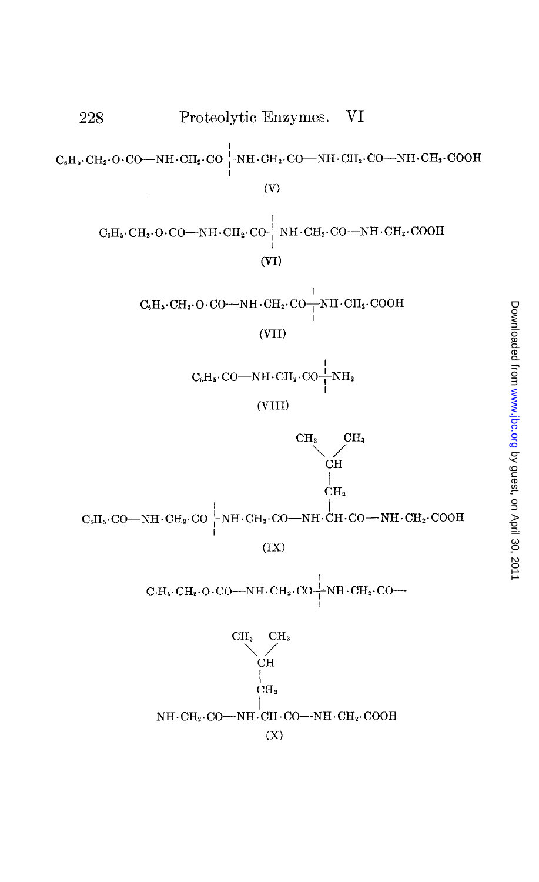$C_6H_5 \cdot CH_2 \cdot O \cdot CO—NH \cdot CH_2 \cdot CO \vdots NH \cdot CH_2 \cdot CO—NH \cdot CH_2 \cdot CO—NH \cdot CH_2 \cdot COOH$

(V)

$C_6H_5 \cdot CH_2 \cdot O \cdot CO—NH \cdot CH_2 \cdot CO \vdots NH \cdot CH_2 \cdot CO—NH \cdot CH_2 \cdot COOH$

(VI)

$C_6H_5 \cdot CH_2 \cdot O \cdot CO—NH \cdot CH_2 \cdot CO \vdots NH \cdot CH_2 \cdot COOH$

(VII)

$C_6H_5 \cdot CO—NH \cdot CH_2 \cdot CO \vdots NH_2$

(VIII)

$C_6H_5 \cdot CO—NH \cdot CH_2 \cdot CO \vdots NH \cdot CH_2 \cdot CO—NH \cdot CH(CH_2 \cdot CH(CH_3)_2) \cdot CO—NH \cdot CH_2 \cdot COOH$

(IX)

$C_6H_5 \cdot CH_2 \cdot O \cdot CO—NH \cdot CH_2 \cdot CO \vdots NH \cdot CH_2 \cdot CO—NH \cdot CH_2 \cdot CO—NH \cdot CH(CH_2 \cdot CH(CH_3)_2) \cdot CO—NH \cdot CH_2 \cdot COOH$

(X)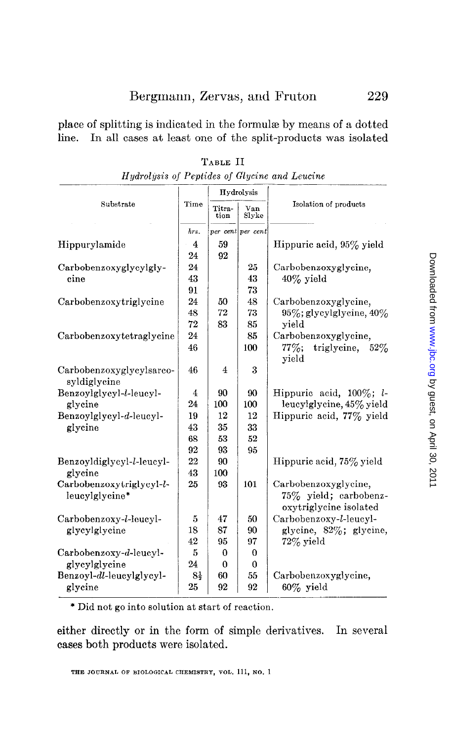place of splitting is indicated in the formulæ by means of a dotted line. In all cases at least one of the split-products was isolated either directly or in the form of simple derivatives. In several cases both products were isolated.

TABLE II

*Hydrolysis of Peptides of Glycine and Leucine*

| Substrate | Time | Hydrolysis | | Isolation of products |
|---|---|---|---|---|
| | | Titration | Van Slyke | |
| | *hrs.* | *per cent* | *per cent* | |
| Hippurylamide | 4 | 59 | | Hippuric acid, 95% yield |
| | 24 | 92 | | |
| Carbobenzoxyglycylglycine | 24 | | 25 | Carbobenzoxyglycine, 40% yield |
| | 43 | | 43 | |
| | 91 | | 73 | |
| Carbobenzoxytriglycine | 24 | 50 | 48 | Carbobenzoxyglycine, 95%; glycylglycine, 40% yield |
| | 48 | 72 | 73 | |
| | 72 | 83 | 85 | |
| Carbobenzoxytetraglycine | 24 | | 85 | Carbobenzoxyglycine, 77%; triglycine, 52% yield |
| | 46 | | 100 | |
| Carbobenzoxyglycylsarcosyldiglycine | 46 | 4 | 3 | |
| Benzoylglycyl-*l*-leucylglycine | 4 | 90 | 90 | Hippuric acid, 100%; *l*-leucylglycine, 45% yield |
| | 24 | 100 | 100 | |
| Benzoylglycyl-*d*-leucylglycine | 19 | 12 | 12 | Hippuric acid, 77% yield |
| | 43 | 35 | 33 | |
| | 68 | 53 | 52 | |
| | 92 | 93 | 95 | |
| Benzoyldiglycyl-*l*-leucylglycine | 22 | 90 | | Hippuric acid, 75% yield |
| | 43 | 100 | | |
| Carbobenzoxytriglycyl-*l*-leucylglycine* | 25 | 93 | 101 | Carbobenzoxyglycine, 75% yield; carbobenzoxytriglycine isolated |
| Carbobenzoxy-*l*-leucylglycylglycine | 5 | 47 | 50 | Carbobenzoxy-*l*-leucylglycine, 82%; glycine, 72% yield |
| | 18 | 87 | 90 | |
| | 42 | 95 | 97 | |
| Carbobenzoxy-*d*-leucylglycylglycine | 5 | 0 | 0 | |
| | 24 | 0 | 0 | |
| Benzoyl-*dl*-leucylglycylglycine | $8\frac{1}{2}$ | 60 | 55 | Carbobenzoxyglycine, 60% yield |
| | 25 | 92 | 92 | |

\* Did not go into solution at start of reaction.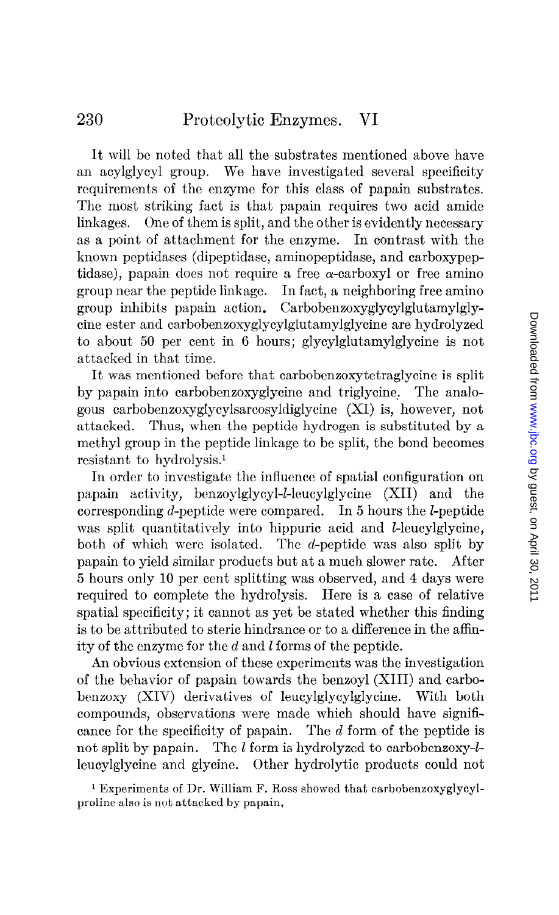It will be noted that all the substrates mentioned above have an acylglycyl group. We have investigated several specificity requirements of the enzyme for this class of papain substrates. The most striking fact is that papain requires two acid amide linkages. One of them is split, and the other is evidently necessary as a point of attachment for the enzyme. In contrast with the known peptidases (dipeptidase, aminopeptidase, and carboxypeptidase), papain does not require a free α-carboxyl or free amino group near the peptide linkage. In fact, a neighboring free amino group inhibits papain action. Carbobenzoxyglycylglutamylglycine ester and carbobenzoxyglycylglutamylglycine are hydrolyzed to about 50 per cent in 6 hours; glycylglutamylglycine is not attacked in that time.

It was mentioned before that carbobenzoxytetraglycine is split by papain into carbobenzoxyglycine and triglycine. The analogous carbobenzoxyglycylsarcosyldiglycine (XI) is, however, not attacked. Thus, when the peptide hydrogen is substituted by a methyl group in the peptide linkage to be split, the bond becomes resistant to hydrolysis.[1]

In order to investigate the influence of spatial configuration on papain activity, benzoylglycyl-*l*-leucylglycine (XII) and the corresponding *d*-peptide were compared. In 5 hours the *l*-peptide was split quantitatively into hippuric acid and *l*-leucylglycine, both of which were isolated. The *d*-peptide was also split by papain to yield similar products but at a much slower rate. After 5 hours only 10 per cent splitting was observed, and 4 days were required to complete the hydrolysis. Here is a case of relative spatial specificity; it cannot as yet be stated whether this finding is to be attributed to steric hindrance or to a difference in the affinity of the enzyme for the *d* and *l* forms of the peptide.

An obvious extension of these experiments was the investigation of the behavior of papain towards the benzoyl (XIII) and carbobenzoxy (XIV) derivatives of leucylglycylglycine. With both compounds, observations were made which should have significance for the specificity of papain. The *d* form of the peptide is not split by papain. The *l* form is hydrolyzed to carbobenzoxy-*l*-leucylglycine and glycine. Other hydrolytic products could not

[1] Experiments of Dr. William F. Ross showed that carbobenzoxyglycylproline also is not attacked by papain.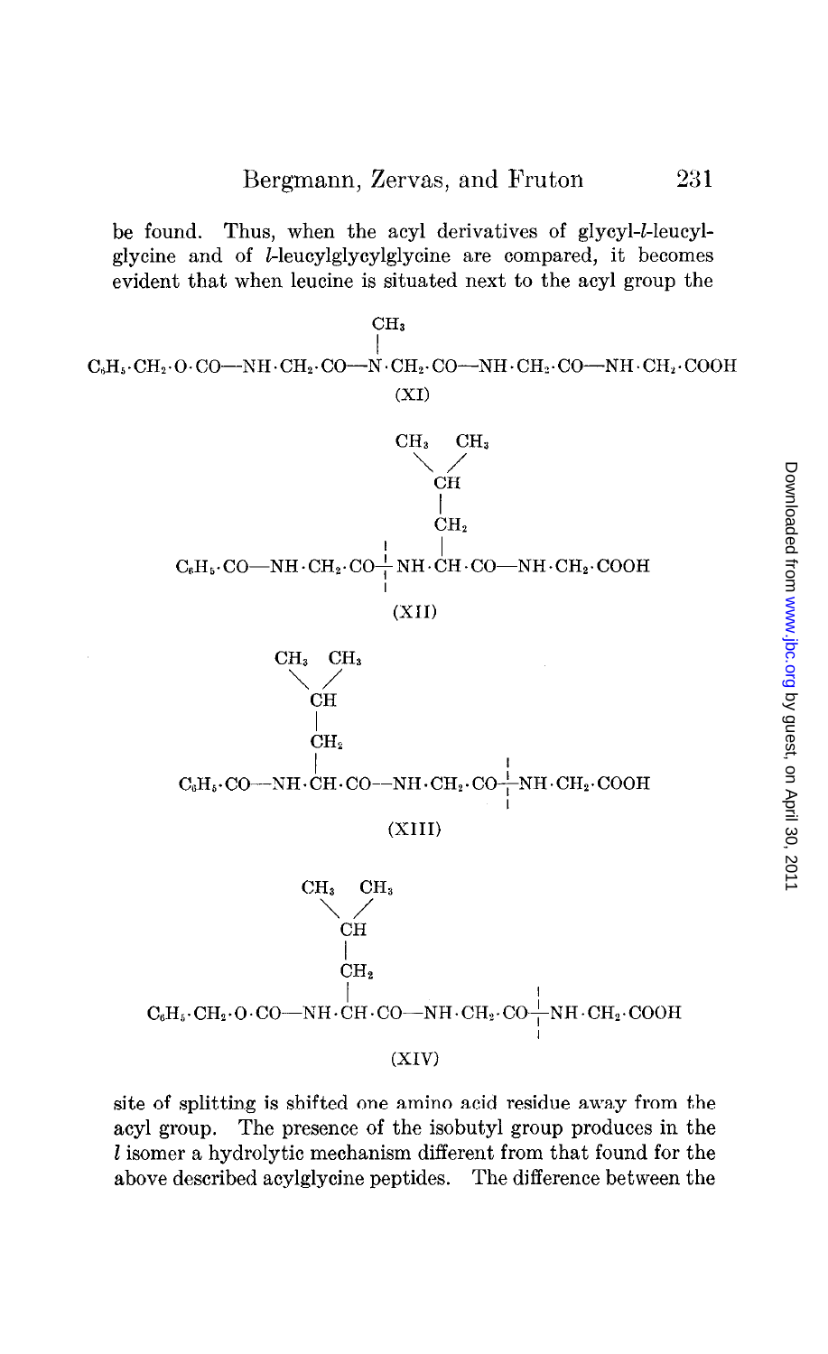be found. Thus, when the acyl derivatives of glycyl-*l*-leucylglycine and of *l*-leucylglycylglycine are compared, it becomes evident that when leucine is situated next to the acyl group the

```
                                   CH3
                                   |
C6H5·CH2·O·CO—NH·CH2·CO—N·CH2·CO—NH·CH2·CO—NH·CH2·COOH
                                  (XI)
```

```
                              CH3   CH3
                                 \ /
                                 CH
                                 |
                                 CH2
                        ¦        |
C6H5·CO—NH·CH2·CO—¦—NH·CH·CO—NH·CH2·COOH
                        ¦
                              (XII)
```

```
            CH3   CH3
               \ /
               CH
               |
               CH2
               |                     ¦
C6H5·CO—NH·CH·CO—NH·CH2·CO—¦—NH·CH2·COOH
                                     ¦
                   (XIII)
```

```
                  CH3   CH3
                     \ /
                     CH
                     |
                     CH2
                     |                     ¦
C6H5·CH2·O·CO—NH·CH·CO—NH·CH2·CO—¦—NH·CH2·COOH
                                           ¦
                         (XIV)
```

site of splitting is shifted one amino acid residue away from the acyl group. The presence of the isobutyl group produces in the *l* isomer a hydrolytic mechanism different from that found for the above described acylglycine peptides. The difference between the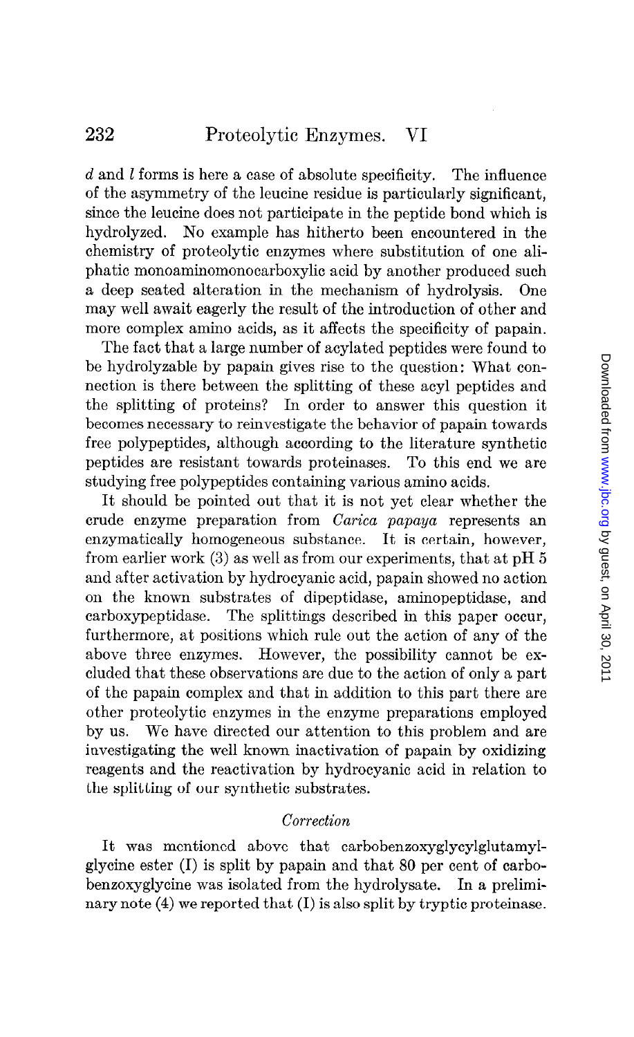*d* and *l* forms is here a case of absolute specificity. The influence of the asymmetry of the leucine residue is particularly significant, since the leucine does not participate in the peptide bond which is hydrolyzed. No example has hitherto been encountered in the chemistry of proteolytic enzymes where substitution of one aliphatic monoaminomonocarboxylic acid by another produced such a deep seated alteration in the mechanism of hydrolysis. One may well await eagerly the result of the introduction of other and more complex amino acids, as it affects the specificity of papain.

The fact that a large number of acylated peptides were found to be hydrolyzable by papain gives rise to the question: What connection is there between the splitting of these acyl peptides and the splitting of proteins? In order to answer this question it becomes necessary to reinvestigate the behavior of papain towards free polypeptides, although according to the literature synthetic peptides are resistant towards proteinases. To this end we are studying free polypeptides containing various amino acids.

It should be pointed out that it is not yet clear whether the crude enzyme preparation from *Carica papaya* represents an enzymatically homogeneous substance. It is certain, however, from earlier work (3) as well as from our experiments, that at pH 5 and after activation by hydrocyanic acid, papain showed no action on the known substrates of dipeptidase, aminopeptidase, and carboxypeptidase. The splittings described in this paper occur, furthermore, at positions which rule out the action of any of the above three enzymes. However, the possibility cannot be excluded that these observations are due to the action of only a part of the papain complex and that in addition to this part there are other proteolytic enzymes in the enzyme preparations employed by us. We have directed our attention to this problem and are investigating the well known inactivation of papain by oxidizing reagents and the reactivation by hydrocyanic acid in relation to the splitting of our synthetic substrates.

### *Correction*

It was mentioned above that carbobenzoxyglycylglutamylglycine ester (I) is split by papain and that 80 per cent of carbobenzoxyglycine was isolated from the hydrolysate. In a preliminary note (4) we reported that (I) is also split by tryptic proteinase.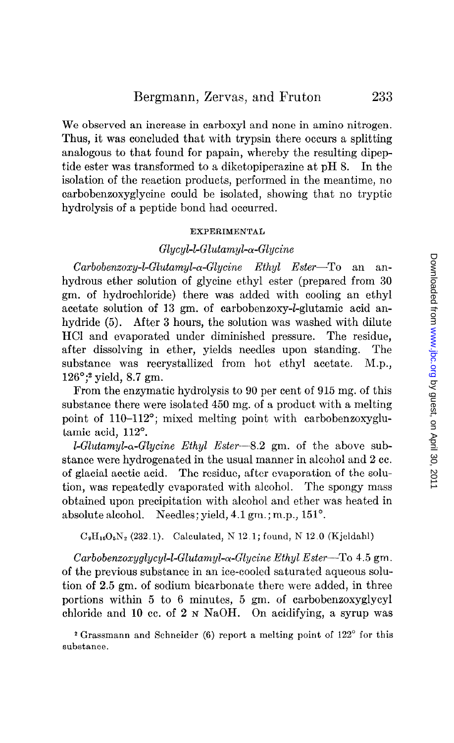We observed an increase in carboxyl and none in amino nitrogen. Thus, it was concluded that with trypsin there occurs a splitting analogous to that found for papain, whereby the resulting dipeptide ester was transformed to a diketopiperazine at pH 8. In the isolation of the reaction products, performed in the meantime, no carbobenzoxyglycine could be isolated, showing that no tryptic hydrolysis of a peptide bond had occurred.

## EXPERIMENTAL

### *Glycyl-l-Glutamyl-α-Glycine*

*Carbobenzoxy-l-Glutamyl-α-Glycine Ethyl Ester*—To an anhydrous ether solution of glycine ethyl ester (prepared from 30 gm. of hydrochloride) there was added with cooling an ethyl acetate solution of 13 gm. of carbobenzoxy-*l*-glutamic acid anhydride (5). After 3 hours, the solution was washed with dilute HCl and evaporated under diminished pressure. The residue, after dissolving in ether, yields needles upon standing. The substance was recrystallized from hot ethyl acetate. M.p., 126°;[2] yield, 8.7 gm.

From the enzymatic hydrolysis to 90 per cent of 915 mg. of this substance there were isolated 450 mg. of a product with a melting point of 110–112°; mixed melting point with carbobenzoxyglutamic acid, 112°.

*l-Glutamyl-α-Glycine Ethyl Ester*—8.2 gm. of the above substance were hydrogenated in the usual manner in alcohol and 2 cc. of glacial acetic acid. The residue, after evaporation of the solution, was repeatedly evaporated with alcohol. The spongy mass obtained upon precipitation with alcohol and ether was heated in absolute alcohol. Needles; yield, 4.1 gm.; m.p., 151°.

$C_9H_{16}O_5N_2$ (232.1). Calculated, N 12.1; found, N 12.0 (Kjeldahl)

*Carbobenzoxyglycyl-l-Glutamyl-α-Glycine Ethyl Ester*—To 4.5 gm. of the previous substance in an ice-cooled saturated aqueous solution of 2.5 gm. of sodium bicarbonate there were added, in three portions within 5 to 6 minutes, 5 gm. of carbobenzoxyglycyl chloride and 10 cc. of 2 N NaOH. On acidifying, a syrup was

[2] Grassmann and Schneider (6) report a melting point of 122° for this substance.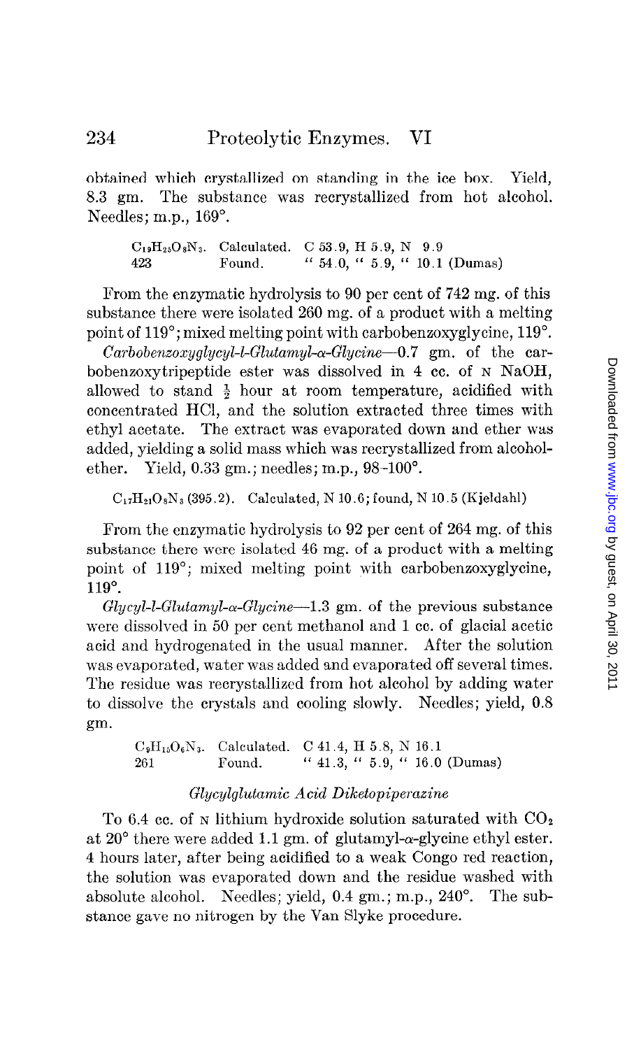obtained which crystallized on standing in the ice box. Yield, 8.3 gm. The substance was recrystallized from hot alcohol. Needles; m.p., 169°.

| | | |
|---|---|---|
| $C_{19}H_{25}O_8N_3$. | Calculated. | C 53.9, H 5.9, N 9.9 |
| 423 | Found. | " 54.0, " 5.9, " 10.1 (Dumas) |

From the enzymatic hydrolysis to 90 per cent of 742 mg. of this substance there were isolated 260 mg. of a product with a melting point of 119°; mixed melting point with carbobenzoxyglycine, 119°.

*Carbobenzoxyglycyl-l-Glutamyl-α-Glycine*—0.7 gm. of the carbobenzoxytripeptide ester was dissolved in 4 cc. of N NaOH, allowed to stand ½ hour at room temperature, acidified with concentrated HCl, and the solution extracted three times with ethyl acetate. The extract was evaporated down and ether was added, yielding a solid mass which was recrystallized from alcohol-ether. Yield, 0.33 gm.; needles; m.p., 98-100°.

$C_{17}H_{21}O_8N_3$ (395.2). Calculated, N 10.6; found, N 10.5 (Kjeldahl)

From the enzymatic hydrolysis to 92 per cent of 264 mg. of this substance there were isolated 46 mg. of a product with a melting point of 119°; mixed melting point with carbobenzoxyglycine, 119°.

*Glycyl-l-Glutamyl-α-Glycine*—1.3 gm. of the previous substance were dissolved in 50 per cent methanol and 1 cc. of glacial acetic acid and hydrogenated in the usual manner. After the solution was evaporated, water was added and evaporated off several times. The residue was recrystallized from hot alcohol by adding water to dissolve the crystals and cooling slowly. Needles; yield, 0.8 gm.

| | | |
|---|---|---|
| $C_9H_{15}O_6N_3$. | Calculated. | C 41.4, H 5.8, N 16.1 |
| 261 | Found. | " 41.3, " 5.9, " 16.0 (Dumas) |

### *Glycylglutamic Acid Diketopiperazine*

To 6.4 cc. of N lithium hydroxide solution saturated with $CO_2$ at 20° there were added 1.1 gm. of glutamyl-α-glycine ethyl ester. 4 hours later, after being acidified to a weak Congo red reaction, the solution was evaporated down and the residue washed with absolute alcohol. Needles; yield, 0.4 gm.; m.p., 240°. The substance gave no nitrogen by the Van Slyke procedure.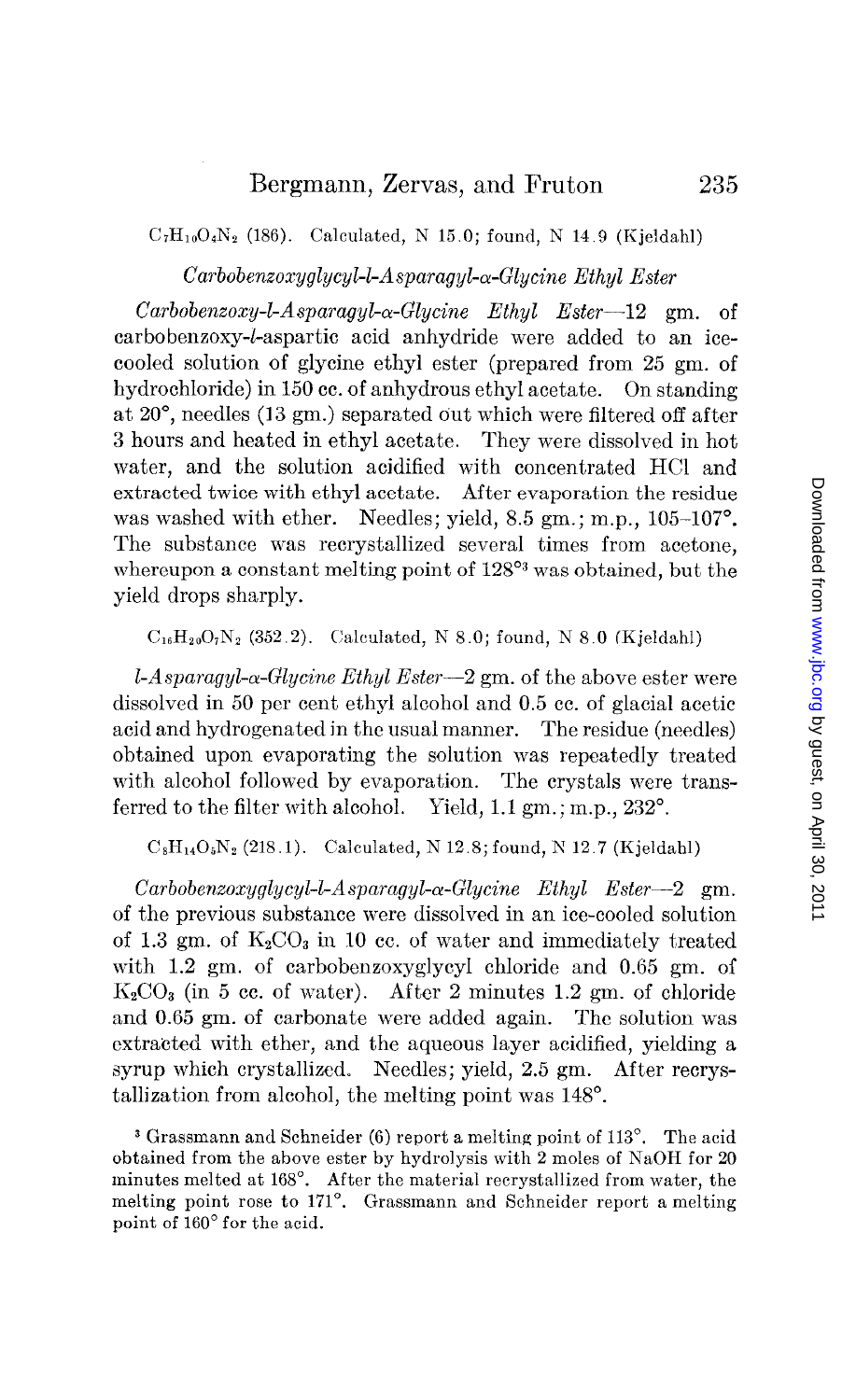$C_7H_{10}O_4N_2$ (186). Calculated, N 15.0; found, N 14.9 (Kjeldahl)

### *Carbobenzoxyglycyl-l-Asparagyl-α-Glycine Ethyl Ester*

*Carbobenzoxy-l-Asparagyl-α-Glycine Ethyl Ester*—12 gm. of carbobenzoxy-*l*-aspartic acid anhydride were added to an ice-cooled solution of glycine ethyl ester (prepared from 25 gm. of hydrochloride) in 150 cc. of anhydrous ethyl acetate. On standing at 20°, needles (13 gm.) separated out which were filtered off after 3 hours and heated in ethyl acetate. They were dissolved in hot water, and the solution acidified with concentrated HCl and extracted twice with ethyl acetate. After evaporation the residue was washed with ether. Needles; yield, 8.5 gm.; m.p., 105–107°. The substance was recrystallized several times from acetone, whereupon a constant melting point of 128°[3] was obtained, but the yield drops sharply.

$C_{16}H_{20}O_7N_2$ (352.2). Calculated, N 8.0; found, N 8.0 (Kjeldahl)

*l-Asparagyl-α-Glycine Ethyl Ester*—2 gm. of the above ester were dissolved in 50 per cent ethyl alcohol and 0.5 cc. of glacial acetic acid and hydrogenated in the usual manner. The residue (needles) obtained upon evaporating the solution was repeatedly treated with alcohol followed by evaporation. The crystals were transferred to the filter with alcohol. Yield, 1.1 gm.; m.p., 232°.

$C_8H_{14}O_5N_2$ (218.1). Calculated, N 12.8; found, N 12.7 (Kjeldahl)

*Carbobenzoxyglycyl-l-Asparagyl-α-Glycine Ethyl Ester*—2 gm. of the previous substance were dissolved in an ice-cooled solution of 1.3 gm. of $K_2CO_3$ in 10 cc. of water and immediately treated with 1.2 gm. of carbobenzoxyglycyl chloride and 0.65 gm. of $K_2CO_3$ (in 5 cc. of water). After 2 minutes 1.2 gm. of chloride and 0.65 gm. of carbonate were added again. The solution was extracted with ether, and the aqueous layer acidified, yielding a syrup which crystallized. Needles; yield, 2.5 gm. After recrystallization from alcohol, the melting point was 148°.

[3] Grassmann and Schneider (6) report a melting point of 113°. The acid obtained from the above ester by hydrolysis with 2 moles of NaOH for 20 minutes melted at 168°. After the material recrystallized from water, the melting point rose to 171°. Grassmann and Schneider report a melting point of 160° for the acid.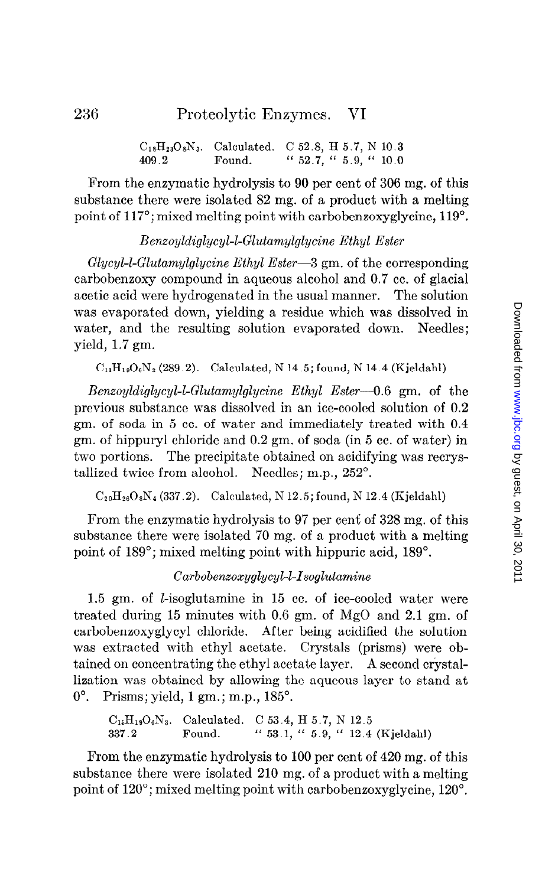$C_{18}H_{23}O_8N_3$. Calculated. C 52.8, H 5.7, N 10.3
409.2 Found. " 52.7, " 5.9, " 10.0

From the enzymatic hydrolysis to 90 per cent of 306 mg. of this substance there were isolated 82 mg. of a product with a melting point of 117°; mixed melting point with carbobenzoxyglycine, 119°.

### *Benzoyldiglycyl-l-Glutamylglycine Ethyl Ester*

*Glycyl-l-Glutamylglycine Ethyl Ester*—3 gm. of the corresponding carbobenzoxy compound in aqueous alcohol and 0.7 cc. of glacial acetic acid were hydrogenated in the usual manner. The solution was evaporated down, yielding a residue which was dissolved in water, and the resulting solution evaporated down. Needles; yield, 1.7 gm.

$C_{11}H_{19}O_6N_3$ (289.2). Calculated, N 14.5; found, N 14.4 (Kjeldahl)

*Benzoyldiglycyl-l-Glutamylglycine Ethyl Ester*—0.6 gm. of the previous substance was dissolved in an ice-cooled solution of 0.2 gm. of soda in 5 cc. of water and immediately treated with 0.4 gm. of hippuryl chloride and 0.2 gm. of soda (in 5 cc. of water) in two portions. The precipitate obtained on acidifying was recrystallized twice from alcohol. Needles; m.p., 252°.

$C_{20}H_{26}O_8N_4$ (337.2). Calculated, N 12.5; found, N 12.4 (Kjeldahl)

From the enzymatic hydrolysis to 97 per cent of 328 mg. of this substance there were isolated 70 mg. of a product with a melting point of 189°; mixed melting point with hippuric acid, 189°.

### *Carbobenzoxyglycyl-l-Isoglutamine*

1.5 gm. of *l*-isoglutamine in 15 cc. of ice-cooled water were treated during 15 minutes with 0.6 gm. of MgO and 2.1 gm. of carbobenzoxyglycyl chloride. After being acidified the solution was extracted with ethyl acetate. Crystals (prisms) were obtained on concentrating the ethyl acetate layer. A second crystallization was obtained by allowing the aqueous layer to stand at 0°. Prisms; yield, 1 gm.; m.p., 185°.

$C_{15}H_{19}O_6N_3$. Calculated. C 53.4, H 5.7, N 12.5
337.2 Found. " 53.1, " 5.9, " 12.4 (Kjeldahl)

From the enzymatic hydrolysis to 100 per cent of 420 mg. of this substance there were isolated 210 mg. of a product with a melting point of 120°; mixed melting point with carbobenzoxyglycine, 120°.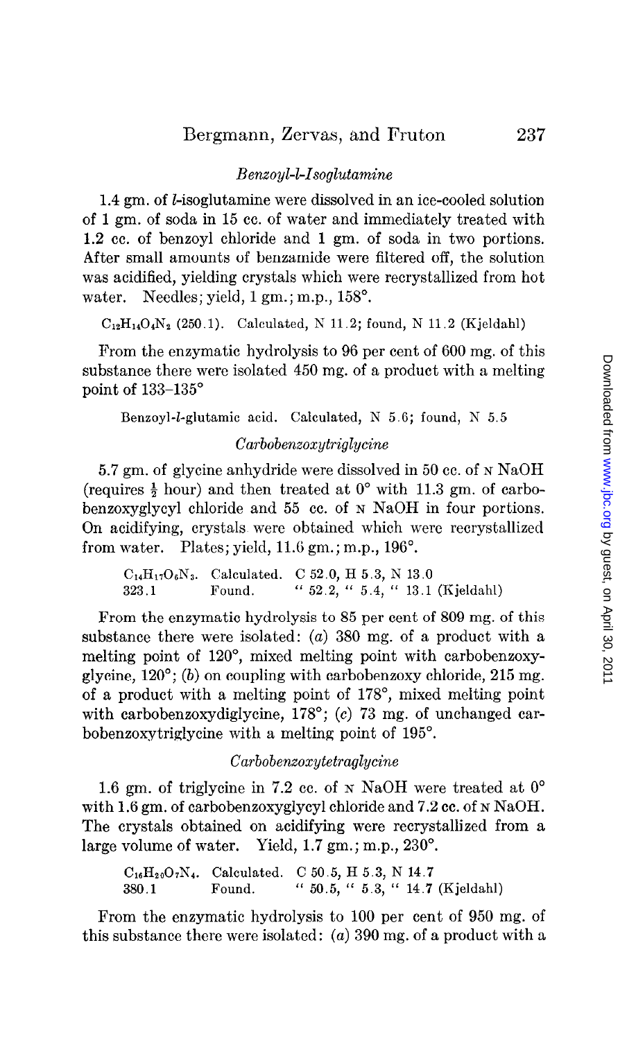### *Benzoyl-l-Isoglutamine*

1.4 gm. of *l*-isoglutamine were dissolved in an ice-cooled solution of 1 gm. of soda in 15 cc. of water and immediately treated with 1.2 cc. of benzoyl chloride and 1 gm. of soda in two portions. After small amounts of benzamide were filtered off, the solution was acidified, yielding crystals which were recrystallized from hot water. Needles; yield, 1 gm.; m.p., 158°.

$C_{12}H_{14}O_4N_2$ (250.1). Calculated, N 11.2; found, N 11.2 (Kjeldahl)

From the enzymatic hydrolysis to 96 per cent of 600 mg. of this substance there were isolated 450 mg. of a product with a melting point of 133–135°

Benzoyl-*l*-glutamic acid. Calculated, N 5.6; found, N 5.5

### *Carbobenzoxytriglycine*

5.7 gm. of glycine anhydride were dissolved in 50 cc. of N NaOH (requires ½ hour) and then treated at 0° with 11.3 gm. of carbobenzoxyglycyl chloride and 55 cc. of N NaOH in four portions. On acidifying, crystals were obtained which were recrystallized from water. Plates; yield, 11.6 gm.; m.p., 196°.

| | | |
|---|---|---|
| $C_{14}H_{17}O_6N_3$. | Calculated. | C 52.0, H 5.3, N 13.0 |
| 323.1 | Found. | " 52.2, " 5.4, " 13.1 (Kjeldahl) |

From the enzymatic hydrolysis to 85 per cent of 809 mg. of this substance there were isolated: (*a*) 380 mg. of a product with a melting point of 120°, mixed melting point with carbobenzoxyglycine, 120°; (*b*) on coupling with carbobenzoxy chloride, 215 mg. of a product with a melting point of 178°, mixed melting point with carbobenzoxydiglycine, 178°; (*c*) 73 mg. of unchanged carbobenzoxytriglycine with a melting point of 195°.

### *Carbobenzoxytetraglycine*

1.6 gm. of triglycine in 7.2 cc. of N NaOH were treated at 0° with 1.6 gm. of carbobenzoxyglycyl chloride and 7.2 cc. of N NaOH. The crystals obtained on acidifying were recrystallized from a large volume of water. Yield, 1.7 gm.; m.p., 230°.

| | | |
|---|---|---|
| $C_{16}H_{20}O_7N_4$. | Calculated. | C 50.5, H 5.3, N 14.7 |
| 380.1 | Found. | " 50.5, " 5.3, " 14.7 (Kjeldahl) |

From the enzymatic hydrolysis to 100 per cent of 950 mg. of this substance there were isolated: (*a*) 390 mg. of a product with a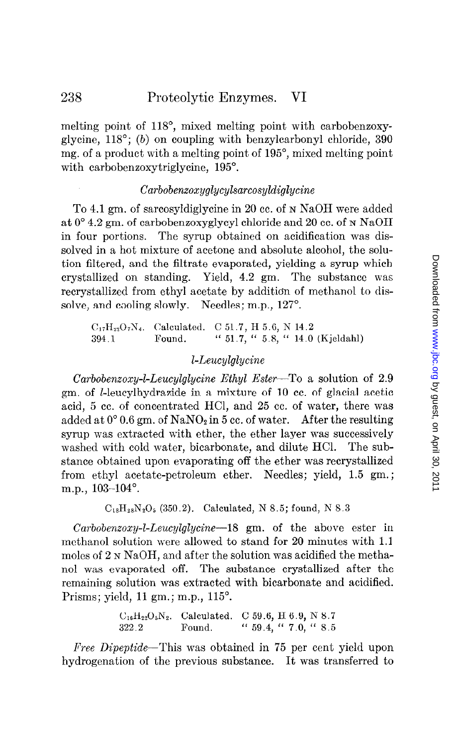melting point of 118°, mixed melting point with carbobenzoxyglycine, 118°; (b) on coupling with benzylcarbonyl chloride, 390 mg. of a product with a melting point of 195°, mixed melting point with carbobenzoxytriglycine, 195°.

### *Carbobenzoxyglycylsarcosyldiglycine*

To 4.1 gm. of sarcosyldiglycine in 20 cc. of N NaOH were added at 0° 4.2 gm. of carbobenzoxyglycyl chloride and 20 cc. of N NaOH in four portions. The syrup obtained on acidification was dissolved in a hot mixture of acetone and absolute alcohol, the solution filtered, and the filtrate evaporated, yielding a syrup which crystallized on standing. Yield, 4.2 gm. The substance was recrystallized from ethyl acetate by addition of methanol to dissolve, and cooling slowly. Needles; m.p., 127°.

$C_{17}H_{22}O_7N_4$. Calculated. C 51.7, H 5.6, N 14.2
394.1 Found. " 51.7, " 5.8, " 14.0 (Kjeldahl)

### *l-Leucylglycine*

*Carbobenzoxy-l-Leucylglycine Ethyl Ester*—To a solution of 2.9 gm. of *l*-leucylhydrazide in a mixture of 10 cc. of glacial acetic acid, 5 cc. of concentrated HCl, and 25 cc. of water, there was added at 0° 0.6 gm. of $NaNO_2$ in 5 cc. of water. After the resulting syrup was extracted with ether, the ether layer was successively washed with cold water, bicarbonate, and dilute HCl. The substance obtained upon evaporating off the ether was recrystallized from ethyl acetate-petroleum ether. Needles; yield, 1.5 gm.; m.p., 103–104°.

$C_{18}H_{26}N_2O_5$ (350.2). Calculated, N 8.5; found, N 8.3

*Carbobenzoxy-l-Leucylglycine*—18 gm. of the above ester in methanol solution were allowed to stand for 20 minutes with 1.1 moles of 2 N NaOH, and after the solution was acidified the methanol was evaporated off. The substance crystallized after the remaining solution was extracted with bicarbonate and acidified. Prisms; yield, 11 gm.; m.p., 115°.

$C_{16}H_{22}O_5N_2$. Calculated. C 59.6, H 6.9, N 8.7
322.2 Found. " 59.4, " 7.0, " 8.5

*Free Dipeptide*—This was obtained in 75 per cent yield upon hydrogenation of the previous substance. It was transferred to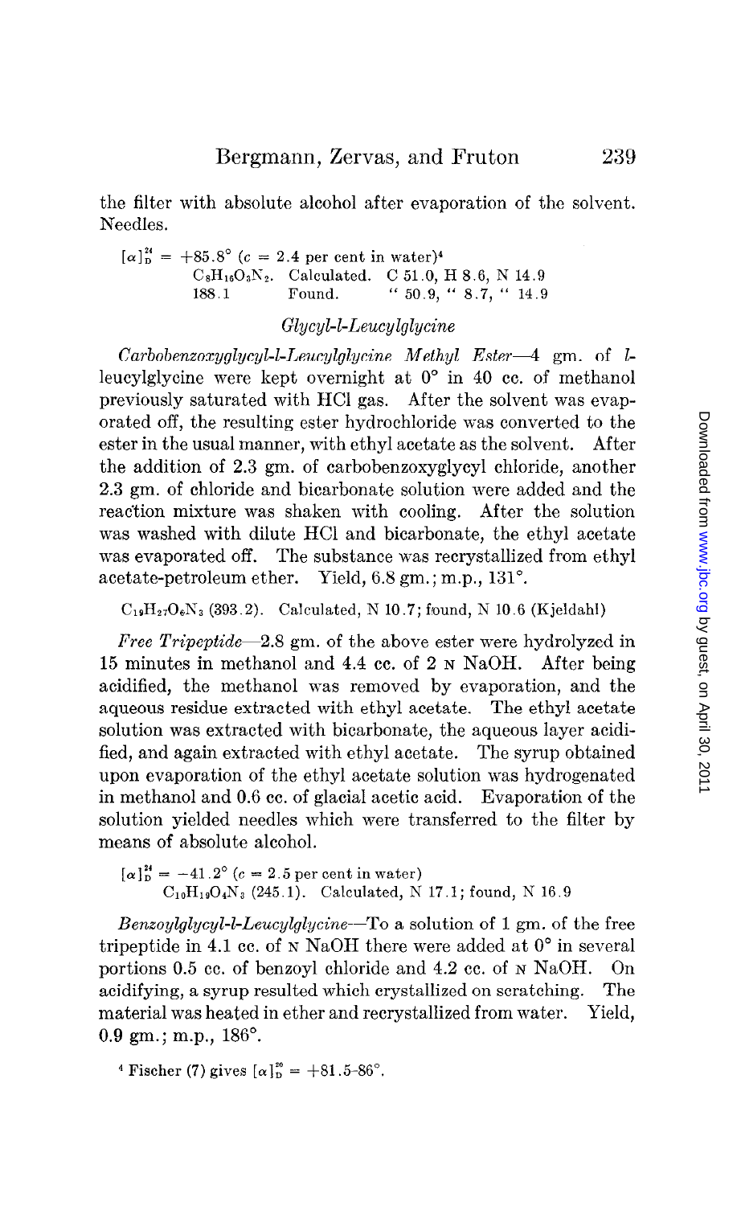the filter with absolute alcohol after evaporation of the solvent. Needles.

$[\alpha]_D^{24} = +85.8°$ ($c$ = 2.4 per cent in water)[4]
$C_8H_{16}O_3N_2$. Calculated. C 51.0, H 8.6, N 14.9
188.1 Found. " 50.9, " 8.7, " 14.9

### *Glycyl-l-Leucylglycine*

*Carbobenzoxyglycyl-l-Leucylglycine Methyl Ester*—4 gm. of *l*-leucylglycine were kept overnight at 0° in 40 cc. of methanol previously saturated with HCl gas. After the solvent was evaporated off, the resulting ester hydrochloride was converted to the ester in the usual manner, with ethyl acetate as the solvent. After the addition of 2.3 gm. of carbobenzoxyglycyl chloride, another 2.3 gm. of chloride and bicarbonate solution were added and the reaction mixture was shaken with cooling. After the solution was washed with dilute HCl and bicarbonate, the ethyl acetate was evaporated off. The substance was recrystallized from ethyl acetate-petroleum ether. Yield, 6.8 gm.; m.p., 131°.

$C_{19}H_{27}O_6N_3$ (393.2). Calculated, N 10.7; found, N 10.6 (Kjeldahl)

*Free Tripeptide*—2.8 gm. of the above ester were hydrolyzed in 15 minutes in methanol and 4.4 cc. of 2 N NaOH. After being acidified, the methanol was removed by evaporation, and the aqueous residue extracted with ethyl acetate. The ethyl acetate solution was extracted with bicarbonate, the aqueous layer acidified, and again extracted with ethyl acetate. The syrup obtained upon evaporation of the ethyl acetate solution was hydrogenated in methanol and 0.6 cc. of glacial acetic acid. Evaporation of the solution yielded needles which were transferred to the filter by means of absolute alcohol.

$[\alpha]_D^{24} = -41.2°$ ($c$ = 2.5 per cent in water)
$C_{10}H_{19}O_4N_3$ (245.1). Calculated, N 17.1; found, N 16.9

*Benzoylglycyl-l-Leucylglycine*—To a solution of 1 gm. of the free tripeptide in 4.1 cc. of N NaOH there were added at 0° in several portions 0.5 cc. of benzoyl chloride and 4.2 cc. of N NaOH. On acidifying, a syrup resulted which crystallized on scratching. The material was heated in ether and recrystallized from water. Yield, 0.9 gm.; m.p., 186°.

[4] Fischer (7) gives $[\alpha]_D^{20} = +81.5\text{–}86°$.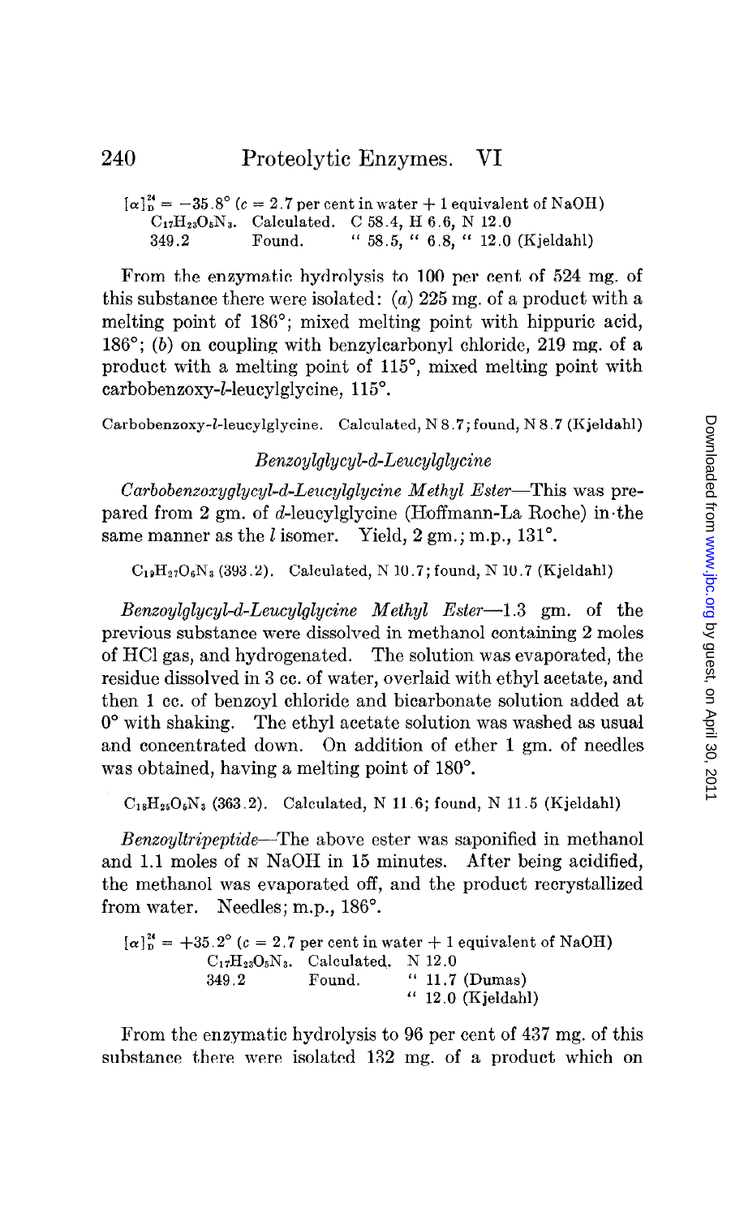$[\alpha]_D^{24} = -35.8°$ ($c = 2.7$ per cent in water + 1 equivalent of NaOH)

| | | |
|---|---|---|
| $C_{17}H_{23}O_5N_3$. | Calculated. | C 58.4, H 6.6, N 12.0 |
| 349.2 | Found. | " 58.5, " 6.8, " 12.0 (Kjeldahl) |

From the enzymatic hydrolysis to 100 per cent of 524 mg. of this substance there were isolated: (*a*) 225 mg. of a product with a melting point of 186°; mixed melting point with hippuric acid, 186°; (*b*) on coupling with benzylcarbonyl chloride, 219 mg. of a product with a melting point of 115°, mixed melting point with carbobenzoxy-*l*-leucylglycine, 115°.

Carbobenzoxy-*l*-leucylglycine. Calculated, N 8.7; found, N 8.7 (Kjeldahl)

### *Benzoylglycyl-d-Leucylglycine*

*Carbobenzoxyglycyl-d-Leucylglycine Methyl Ester*—This was prepared from 2 gm. of *d*-leucylglycine (Hoffmann-La Roche) in the same manner as the *l* isomer. Yield, 2 gm.; m.p., 131°.

$C_{19}H_{27}O_6N_3$ (393.2). Calculated, N 10.7; found, N 10.7 (Kjeldahl)

*Benzoylglycyl-d-Leucylglycine Methyl Ester*—1.3 gm. of the previous substance were dissolved in methanol containing 2 moles of HCl gas, and hydrogenated. The solution was evaporated, the residue dissolved in 3 cc. of water, overlaid with ethyl acetate, and then 1 cc. of benzoyl chloride and bicarbonate solution added at 0° with shaking. The ethyl acetate solution was washed as usual and concentrated down. On addition of ether 1 gm. of needles was obtained, having a melting point of 180°.

$C_{18}H_{25}O_5N_3$ (363.2). Calculated, N 11.6; found, N 11.5 (Kjeldahl)

*Benzoyltripeptide*—The above ester was saponified in methanol and 1.1 moles of N NaOH in 15 minutes. After being acidified, the methanol was evaporated off, and the product recrystallized from water. Needles; m.p., 186°.

$[\alpha]_D^{24} = +35.2°$ ($c = 2.7$ per cent in water + 1 equivalent of NaOH)

| | | |
|---|---|---|
| $C_{17}H_{23}O_5N_3$. | Calculated. | N 12.0 |
| 349.2 | Found. | " 11.7 (Dumas) |
| | | " 12.0 (Kjeldahl) |

From the enzymatic hydrolysis to 96 per cent of 437 mg. of this substance there were isolated 132 mg. of a product which on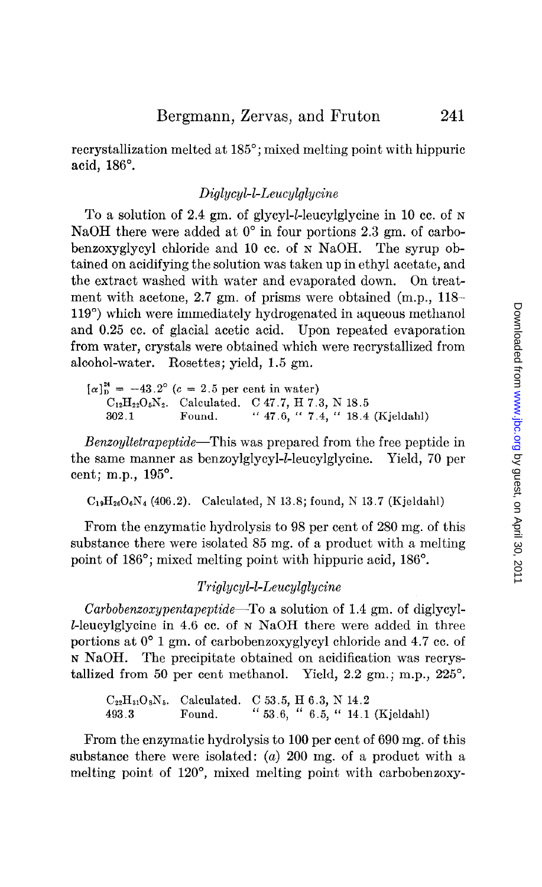recrystallization melted at 185°; mixed melting point with hippuric acid, 186°.

### *Diglycyl-l-Leucylglycine*

To a solution of 2.4 gm. of glycyl-*l*-leucylglycine in 10 cc. of N NaOH there were added at 0° in four portions 2.3 gm. of carbobenzoxyglycyl chloride and 10 cc. of N NaOH. The syrup obtained on acidifying the solution was taken up in ethyl acetate, and the extract washed with water and evaporated down. On treatment with acetone, 2.7 gm. of prisms were obtained (m.p., 118–119°) which were immediately hydrogenated in aqueous methanol and 0.25 cc. of glacial acetic acid. Upon repeated evaporation from water, crystals were obtained which were recrystallized from alcohol-water. Rosettes; yield, 1.5 gm.

$[\alpha]_D^{24} = -43.2°$ ($c$ = 2.5 per cent in water)

| | | |
|---|---|---|
| $C_{12}H_{22}O_5N_4$. | Calculated. | C 47.7, H 7.3, N 18.5 |
| 302.1 | Found. | " 47.6, " 7.4, " 18.4 (Kjeldahl) |

*Benzoyltetrapeptide*—This was prepared from the free peptide in the same manner as benzoylglycyl-*l*-leucylglycine. Yield, 70 per cent; m.p., 195°.

$C_{19}H_{26}O_6N_4$ (406.2). Calculated, N 13.8; found, N 13.7 (Kjeldahl)

From the enzymatic hydrolysis to 98 per cent of 280 mg. of this substance there were isolated 85 mg. of a product with a melting point of 186°; mixed melting point with hippuric acid, 186°.

### *Triglycyl-l-Leucylglycine*

*Carbobenzoxypentapeptide*—To a solution of 1.4 gm. of diglycyl-*l*-leucylglycine in 4.6 cc. of N NaOH there were added in three portions at 0° 1 gm. of carbobenzoxyglycyl chloride and 4.7 cc. of N NaOH. The precipitate obtained on acidification was recrystallized from 50 per cent methanol. Yield, 2.2 gm.; m.p., 225°.

| | | |
|---|---|---|
| $C_{22}H_{31}O_8N_5$. | Calculated. | C 53.5, H 6.3, N 14.2 |
| 493.3 | Found. | " 53.6, " 6.5, " 14.1 (Kjeldahl) |

From the enzymatic hydrolysis to 100 per cent of 690 mg. of this substance there were isolated: (*a*) 200 mg. of a product with a melting point of 120°, mixed melting point with carbobenzoxy-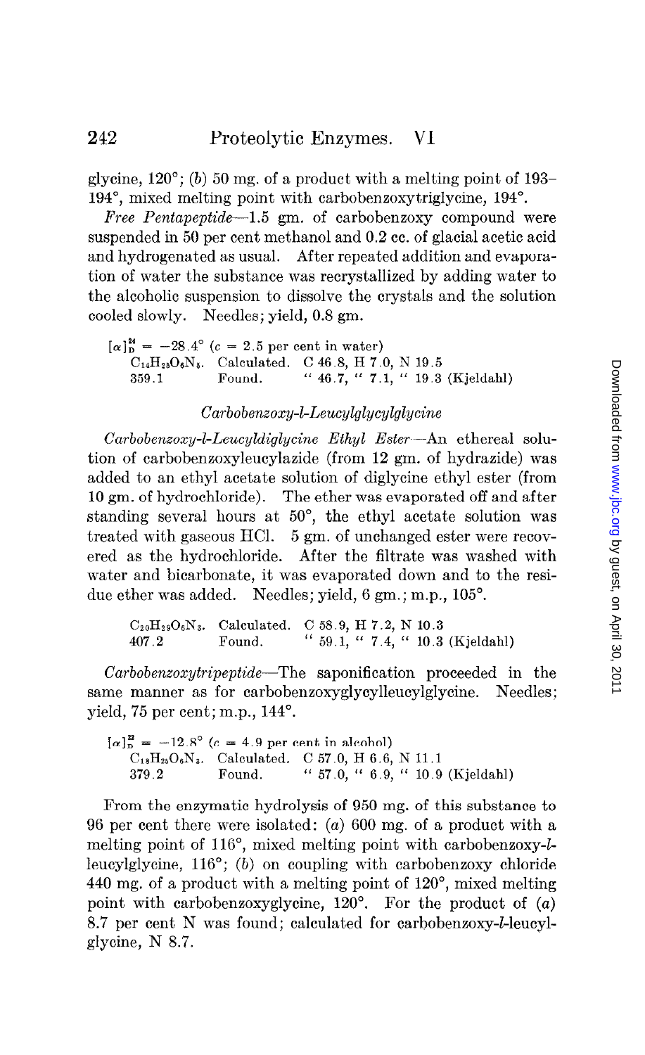glycine, 120°; (b) 50 mg. of a product with a melting point of 193–194°, mixed melting point with carbobenzoxytriglycine, 194°.

*Free Pentapeptide*—1.5 gm. of carbobenzoxy compound were suspended in 50 per cent methanol and 0.2 cc. of glacial acetic acid and hydrogenated as usual. After repeated addition and evaporation of water the substance was recrystallized by adding water to the alcoholic suspension to dissolve the crystals and the solution cooled slowly. Needles; yield, 0.8 gm.

$[\alpha]_D^{24} = -28.4°$ ($c$ = 2.5 per cent in water)

| | | |
|---|---|---|
| $C_{14}H_{25}O_6N_5$. | Calculated. | C 46.8, H 7.0, N 19.5 |
| 359.1 | Found. | " 46.7, " 7.1, " 19.3 (Kjeldahl) |

### *Carbobenzoxy-l-Leucylglycylglycine*

*Carbobenzoxy-l-Leucyldiglycine Ethyl Ester*—An ethereal solution of carbobenzoxyleucylazide (from 12 gm. of hydrazide) was added to an ethyl acetate solution of diglycine ethyl ester (from 10 gm. of hydrochloride). The ether was evaporated off and after standing several hours at 50°, the ethyl acetate solution was treated with gaseous HCl. 5 gm. of unchanged ester were recovered as the hydrochloride. After the filtrate was washed with water and bicarbonate, it was evaporated down and to the residue ether was added. Needles; yield, 6 gm.; m.p., 105°.

| | | |
|---|---|---|
| $C_{20}H_{29}O_6N_3$. | Calculated. | C 58.9, H 7.2, N 10.3 |
| 407.2 | Found. | " 59.1, " 7.4, " 10.3 (Kjeldahl) |

*Carbobenzoxytripeptide*—The saponification proceeded in the same manner as for carbobenzoxyglycylleucylglycine. Needles; yield, 75 per cent; m.p., 144°.

$[\alpha]_D^{22} = -12.8°$ ($c$ = 4.9 per cent in alcohol)

| | | |
|---|---|---|
| $C_{18}H_{25}O_6N_3$. | Calculated. | C 57.0, H 6.6, N 11.1 |
| 379.2 | Found. | " 57.0, " 6.9, " 10.9 (Kjeldahl) |

From the enzymatic hydrolysis of 950 mg. of this substance to 96 per cent there were isolated: (a) 600 mg. of a product with a melting point of 116°, mixed melting point with carbobenzoxy-*l*-leucylglycine, 116°; (b) on coupling with carbobenzoxy chloride 440 mg. of a product with a melting point of 120°, mixed melting point with carbobenzoxyglycine, 120°. For the product of (a) 8.7 per cent N was found; calculated for carbobenzoxy-*l*-leucylglycine, N 8.7.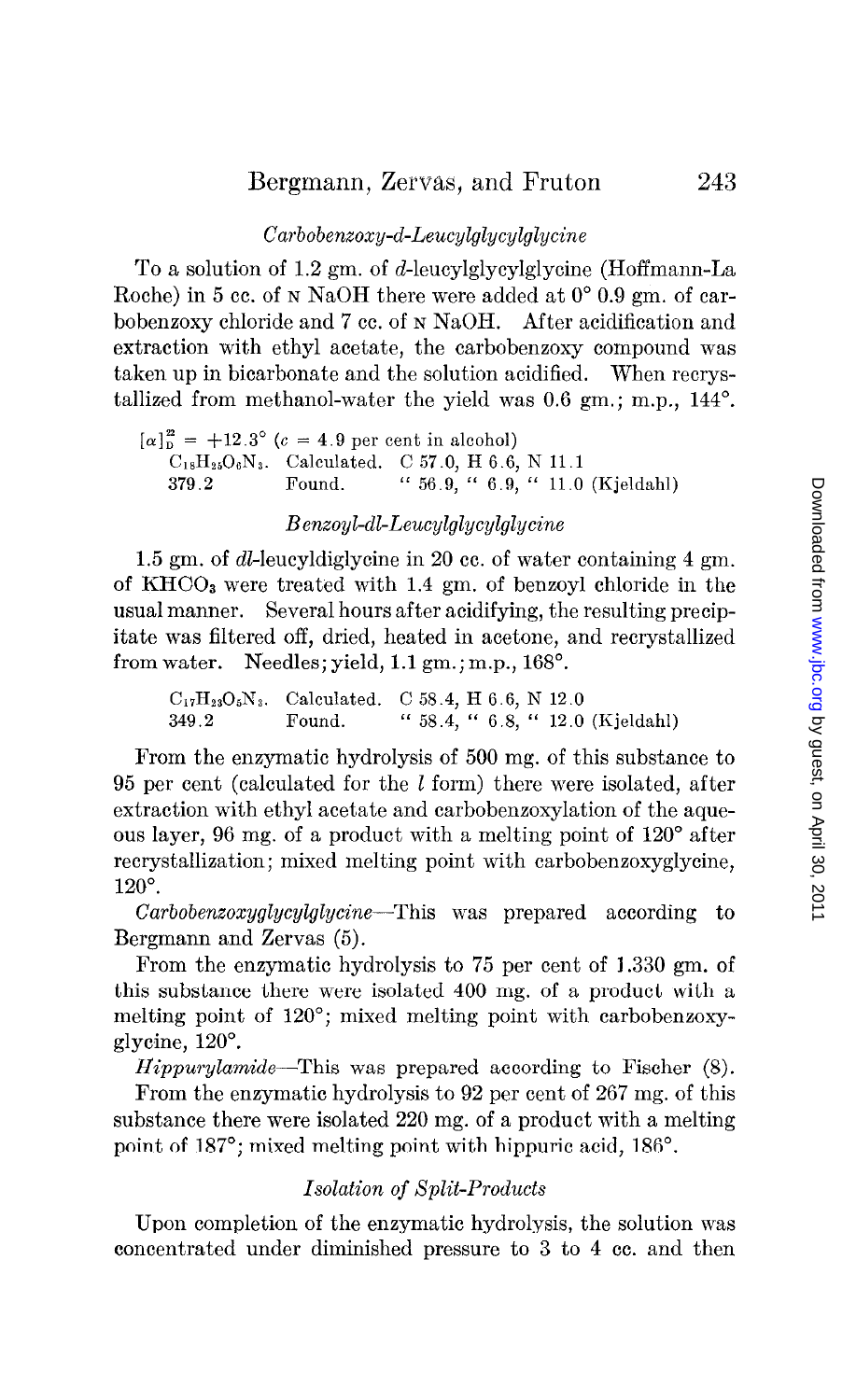*Carbobenzoxy-d-Leucylglycylglycine*

To a solution of 1.2 gm. of *d*-leucylglycylglycine (Hoffmann-La Roche) in 5 cc. of N NaOH there were added at 0° 0.9 gm. of carbobenzoxy chloride and 7 cc. of N NaOH. After acidification and extraction with ethyl acetate, the carbobenzoxy compound was taken up in bicarbonate and the solution acidified. When recrystallized from methanol-water the yield was 0.6 gm.; m.p., 144°.

$[\alpha]_D^{22} = +12.3°$ ($c$ = 4.9 per cent in alcohol)

| | | |
|---|---|---|
| $C_{18}H_{25}O_6N_3$. | Calculated. | C 57.0, H 6.6, N 11.1 |
| 379.2 | Found. | " 56.9, " 6.9, " 11.0 (Kjeldahl) |

*Benzoyl-dl-Leucylglycylglycine*

1.5 gm. of *dl*-leucyldiglycine in 20 cc. of water containing 4 gm. of $KHCO_3$ were treated with 1.4 gm. of benzoyl chloride in the usual manner. Several hours after acidifying, the resulting precipitate was filtered off, dried, heated in acetone, and recrystallized from water. Needles; yield, 1.1 gm.; m.p., 168°.

| | | |
|---|---|---|
| $C_{17}H_{23}O_5N_3$. | Calculated. | C 58.4, H 6.6, N 12.0 |
| 349.2 | Found. | " 58.4, " 6.8, " 12.0 (Kjeldahl) |

From the enzymatic hydrolysis of 500 mg. of this substance to 95 per cent (calculated for the *l* form) there were isolated, after extraction with ethyl acetate and carbobenzoxylation of the aqueous layer, 96 mg. of a product with a melting point of 120° after recrystallization; mixed melting point with carbobenzoxyglycine, 120°.

*Carbobenzoxyglycylglycine*—This was prepared according to Bergmann and Zervas (5).

From the enzymatic hydrolysis to 75 per cent of 1.330 gm. of this substance there were isolated 400 mg. of a product with a melting point of 120°; mixed melting point with carbobenzoxyglycine, 120°.

*Hippurylamide*—This was prepared according to Fischer (8).

From the enzymatic hydrolysis to 92 per cent of 267 mg. of this substance there were isolated 220 mg. of a product with a melting point of 187°; mixed melting point with hippuric acid, 186°.

*Isolation of Split-Products*

Upon completion of the enzymatic hydrolysis, the solution was concentrated under diminished pressure to 3 to 4 cc. and then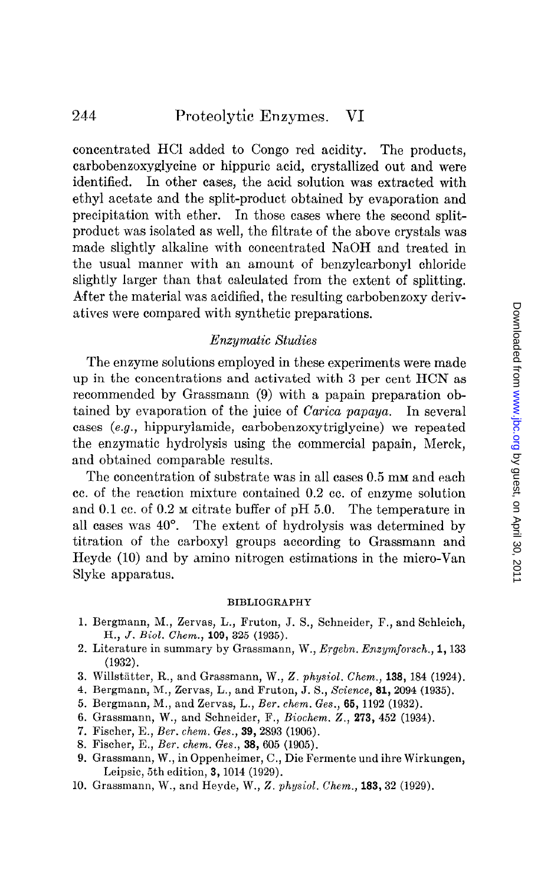concentrated HCl added to Congo red acidity. The products, carbobenzoxyglycine or hippuric acid, crystallized out and were identified. In other cases, the acid solution was extracted with ethyl acetate and the split-product obtained by evaporation and precipitation with ether. In those cases where the second split-product was isolated as well, the filtrate of the above crystals was made slightly alkaline with concentrated NaOH and treated in the usual manner with an amount of benzylcarbonyl chloride slightly larger than that calculated from the extent of splitting. After the material was acidified, the resulting carbobenzoxy derivatives were compared with synthetic preparations.

### *Enzymatic Studies*

The enzyme solutions employed in these experiments were made up in the concentrations and activated with 3 per cent HCN as recommended by Grassmann (9) with a papain preparation obtained by evaporation of the juice of *Carica papaya*. In several cases (*e.g.*, hippurylamide, carbobenzoxytriglycine) we repeated the enzymatic hydrolysis using the commercial papain, Merck, and obtained comparable results.

The concentration of substrate was in all cases 0.5 mM and each cc. of the reaction mixture contained 0.2 cc. of enzyme solution and 0.1 cc. of 0.2 M citrate buffer of pH 5.0. The temperature in all cases was 40°. The extent of hydrolysis was determined by titration of the carboxyl groups according to Grassmann and Heyde (10) and by amino nitrogen estimations in the micro-Van Slyke apparatus.

## BIBLIOGRAPHY

1. Bergmann, M., Zervas, L., Fruton, J. S., Schneider, F., and Schleich, H., *J. Biol. Chem.*, **109**, 325 (1935).
2. Literature in summary by Grassmann, W., *Ergebn. Enzymforsch.*, **1**, 133 (1932).
3. Willstätter, R., and Grassmann, W., *Z. physiol. Chem.*, **138**, 184 (1924).
4. Bergmann, M., Zervas, L., and Fruton, J. S., *Science*, **81**, 2094 (1935).
5. Bergmann, M., and Zervas, L., *Ber. chem. Ges.*, **65**, 1192 (1932).
6. Grassmann, W., and Schneider, F., *Biochem. Z.*, **273**, 452 (1934).
7. Fischer, E., *Ber. chem. Ges.*, **39**, 2893 (1906).
8. Fischer, E., *Ber. chem. Ges.*, **38**, 605 (1905).
9. Grassmann, W., in Oppenheimer, C., Die Fermente und ihre Wirkungen, Leipsic, 5th edition, **3**, 1014 (1929).
10. Grassmann, W., and Heyde, W., *Z. physiol. Chem.*, **183**, 32 (1929).